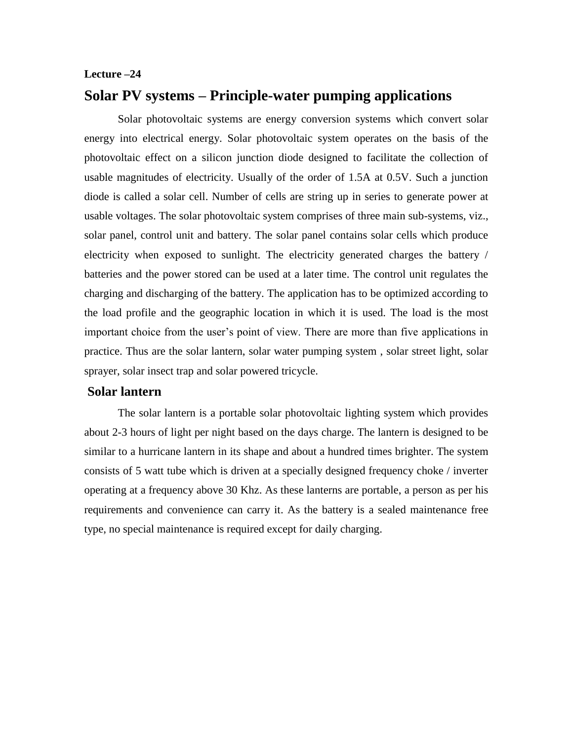**Lecture –24**

# Solar PV systems – Principle-water pumping applications

Solar photovoltaic systems are energy conversion systems which convert solar energy into electrical energy. Solar photovoltaic system operates on the basis of the photovoltaic effect on a silicon junction diode designed to facilitate the collection of usable magnitudes of electricity. Usually of the order of 1.5A at 0.5V. Such a junction diode is called a solar cell. Number of cells are string up in series to generate power at usable voltages. The solar photovoltaic system comprises of three main sub-systems, viz., solar panel, control unit and battery. The solar panel contains solar cells which produce electricity when exposed to sunlight. The electricity generated charges the battery / batteries and the power stored can be used at a later time. The control unit regulates the charging and discharging of the battery. The application has to be optimized according to the load profile and the geographic location in which it is used. The load is the most important choice from the user's point of view. There are more than five applications in practice. Thus are the solar lantern, solar water pumping system , solar street light, solar sprayer, solar insect trap and solar powered tricycle.

## Solar lantern

The solar lantern is a portable solar photovoltaic lighting system which provides about 2-3 hours of light per night based on the days charge. The lantern is designed to be similar to a hurricane lantern in its shape and about a hundred times brighter. The system consists of 5 watt tube which is driven at a specially designed frequency choke / inverter operating at a frequency above 30 Khz. As these lanterns are portable, a person as per his requirements and convenience can carry it. As the battery is a sealed maintenance free type, no special maintenance is required except for daily charging.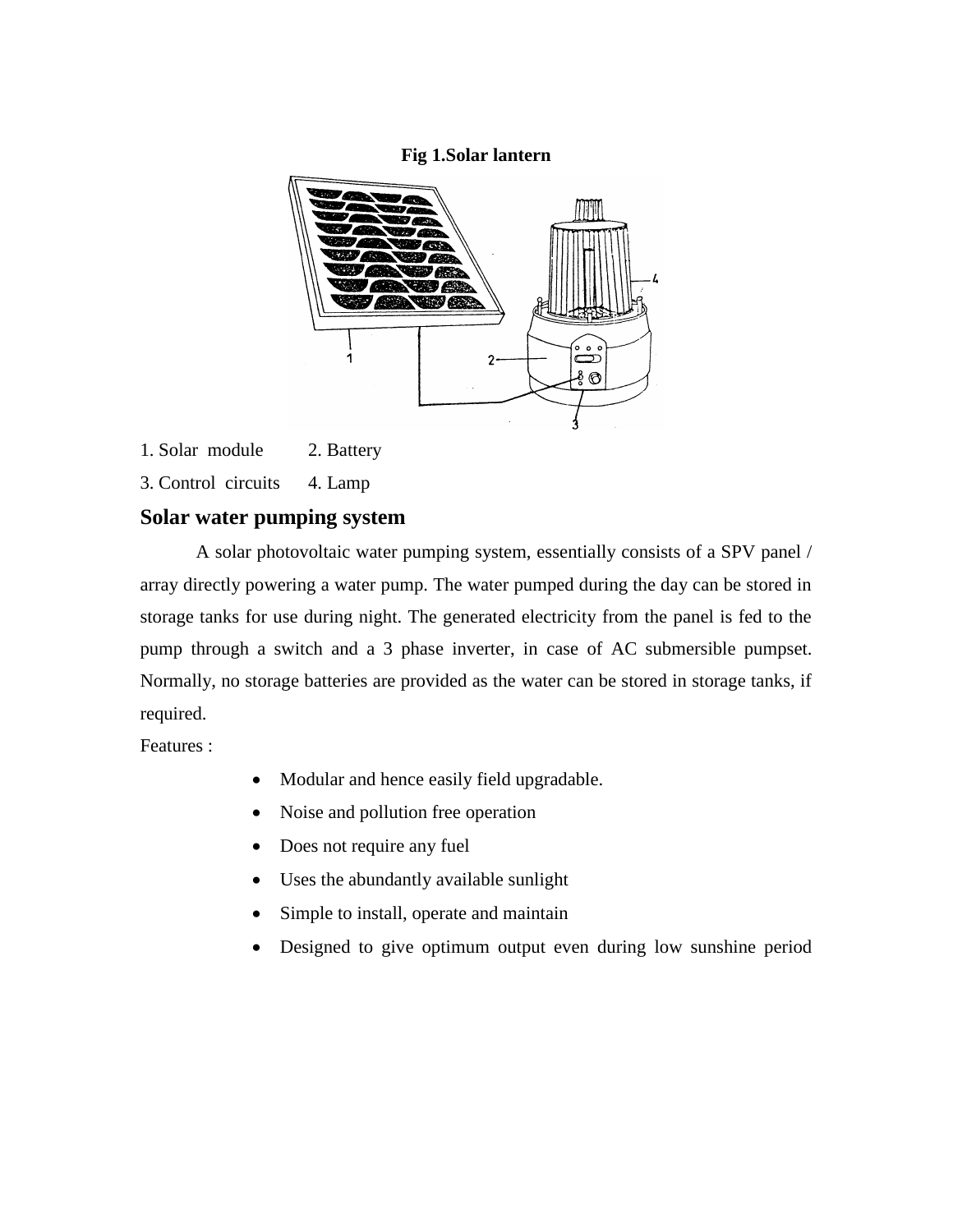**Fig 1.Solar lantern**

1. Solar module 2. Battery
3. Control circuits 4. Lamp

## Solar water pumping system

A solar photovoltaic water pumping system, essentially consists of a SPV panel / array directly powering a water pump. The water pumped during the day can be stored in storage tanks for use during night. The generated electricity from the panel is fed to the pump through a switch and a 3 phase inverter, in case of AC submersible pumpset. Normally, no storage batteries are provided as the water can be stored in storage tanks, if required.

Features :

- Modular and hence easily field upgradable.
- Noise and pollution free operation
- Does not require any fuel
- Uses the abundantly available sunlight
- Simple to install, operate and maintain
- Designed to give optimum output even during low sunshine period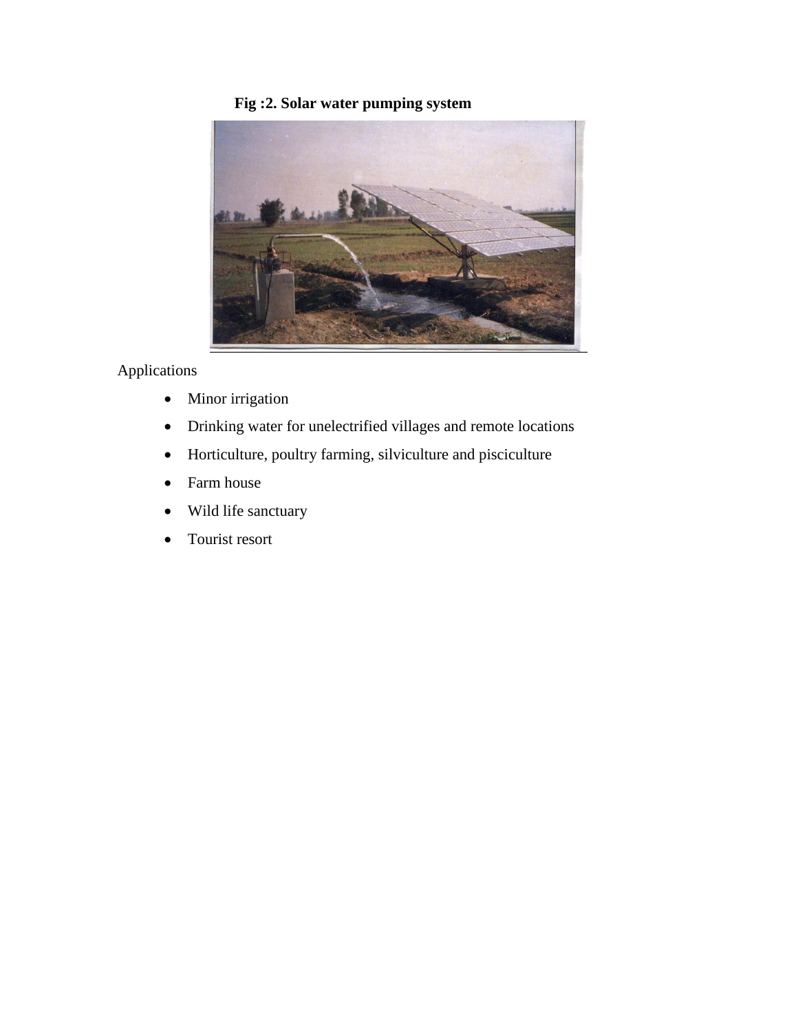**Fig :2. Solar water pumping system**

Applications

- Minor irrigation
- Drinking water for unelectrified villages and remote locations
- Horticulture, poultry farming, silviculture and pisciculture
- Farm house
- Wild life sanctuary
- Tourist resort